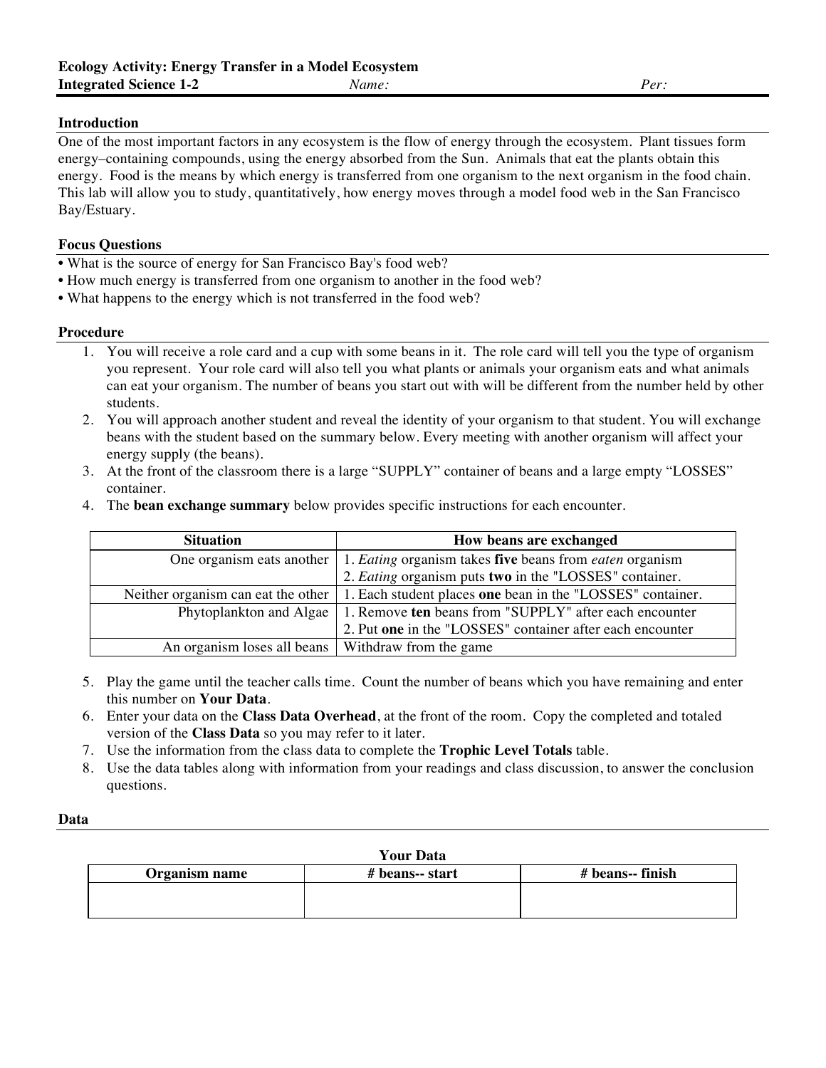**Ecology Activity: Energy Transfer in a Model Ecosystem**
**Integrated Science 1-2** *Name:* *Per:*

## Introduction

One of the most important factors in any ecosystem is the flow of energy through the ecosystem. Plant tissues form energy–containing compounds, using the energy absorbed from the Sun. Animals that eat the plants obtain this energy. Food is the means by which energy is transferred from one organism to the next organism in the food chain. This lab will allow you to study, quantitatively, how energy moves through a model food web in the San Francisco Bay/Estuary.

## Focus Questions

- What is the source of energy for San Francisco Bay's food web?
- How much energy is transferred from one organism to another in the food web?
- What happens to the energy which is not transferred in the food web?

## Procedure

1. You will receive a role card and a cup with some beans in it. The role card will tell you the type of organism you represent. Your role card will also tell you what plants or animals your organism eats and what animals can eat your organism. The number of beans you start out with will be different from the number held by other students.
2. You will approach another student and reveal the identity of your organism to that student. You will exchange beans with the student based on the summary below. Every meeting with another organism will affect your energy supply (the beans).
3. At the front of the classroom there is a large "SUPPLY" container of beans and a large empty "LOSSES" container.
4. The **bean exchange summary** below provides specific instructions for each encounter.

| Situation | How beans are exchanged |
|---|---|
| One organism eats another | 1. *Eating* organism takes **five** beans from *eaten* organism<br>2. *Eating* organism puts **two** in the "LOSSES" container. |
| Neither organism can eat the other | 1. Each student places **one** bean in the "LOSSES" container. |
| Phytoplankton and Algae | 1. Remove **ten** beans from "SUPPLY" after each encounter<br>2. Put **one** in the "LOSSES" container after each encounter |
| An organism loses all beans | Withdraw from the game |

5. Play the game until the teacher calls time. Count the number of beans which you have remaining and enter this number on **Your Data**.
6. Enter your data on the **Class Data Overhead**, at the front of the room. Copy the completed and totaled version of the **Class Data** so you may refer to it later.
7. Use the information from the class data to complete the **Trophic Level Totals** table.
8. Use the data tables along with information from your readings and class discussion, to answer the conclusion questions.

## Data

**Your Data**

| Organism name | # beans-- start | # beans-- finish |
|---|---|---|
| | | |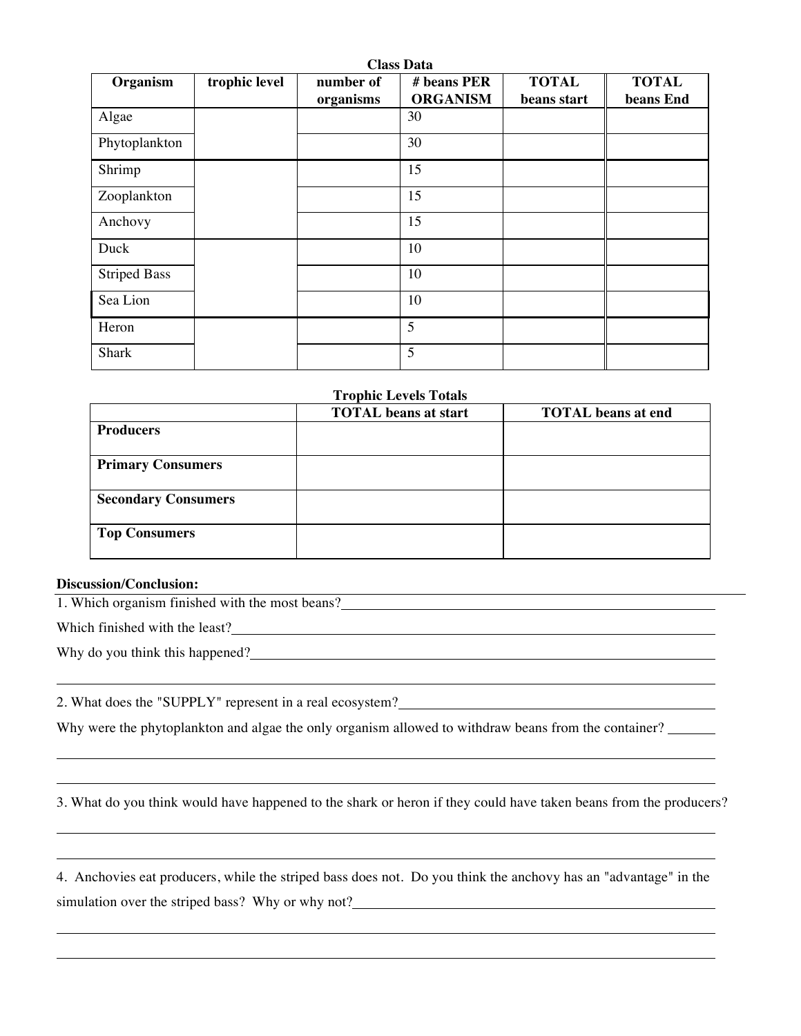**Class Data**

| Organism | trophic level | number of organisms | # beans PER ORGANISM | TOTAL beans start | TOTAL beans End |
|---|---|---|---|---|---|
| Algae | | | 30 | | |
| Phytoplankton | | | 30 | | |
| Shrimp | | | 15 | | |
| Zooplankton | | | 15 | | |
| Anchovy | | | 15 | | |
| Duck | | | 10 | | |
| Striped Bass | | | 10 | | |
| Sea Lion | | | 10 | | |
| Heron | | | 5 | | |
| Shark | | | 5 | | |

**Trophic Levels Totals**

| | TOTAL beans at start | TOTAL beans at end |
|---|---|---|
| **Producers** | | |
| **Primary Consumers** | | |
| **Secondary Consumers** | | |
| **Top Consumers** | | |

**Discussion/Conclusion:**

1. Which organism finished with the most beans? ______________________________

Which finished with the least? ______________________________

Why do you think this happened? ______________________________

______________________________________________________________

2. What does the "SUPPLY" represent in a real ecosystem? ______________________________

Why were the phytoplankton and algae the only organism allowed to withdraw beans from the container? ______

______________________________________________________________

______________________________________________________________

3. What do you think would have happened to the shark or heron if they could have taken beans from the producers?

______________________________________________________________

______________________________________________________________

4. Anchovies eat producers, while the striped bass does not. Do you think the anchovy has an "advantage" in the simulation over the striped bass? Why or why not? ______________________________

______________________________________________________________

______________________________________________________________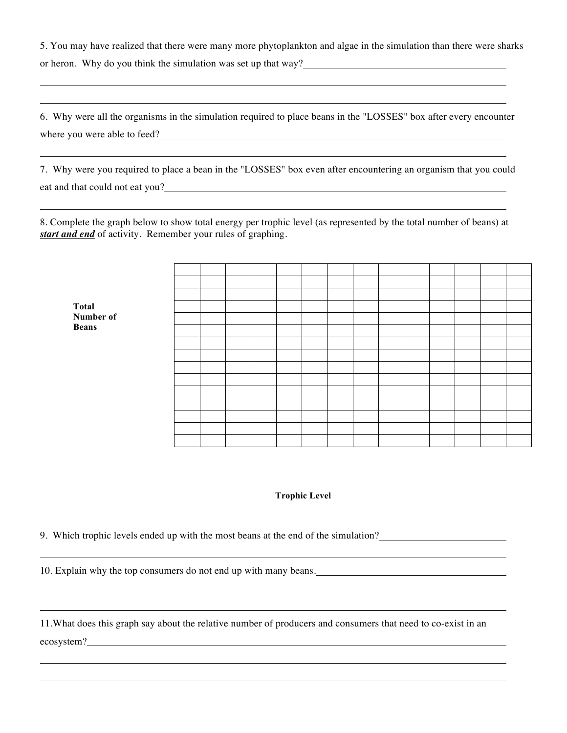5. You may have realized that there were many more phytoplankton and algae in the simulation than there were sharks or heron. Why do you think the simulation was set up that way?

6. Why were all the organisms in the simulation required to place beans in the "LOSSES" box after every encounter where you were able to feed?

7. Why were you required to place a bean in the "LOSSES" box even after encountering an organism that you could eat and that could not eat you?

8. Complete the graph below to show total energy per trophic level (as represented by the total number of beans) at ***start and end*** of activity. Remember your rules of graphing.

**Total Number of Beans**

**Trophic Level**

9. Which trophic levels ended up with the most beans at the end of the simulation?

10. Explain why the top consumers do not end up with many beans.

11. What does this graph say about the relative number of producers and consumers that need to co-exist in an ecosystem?